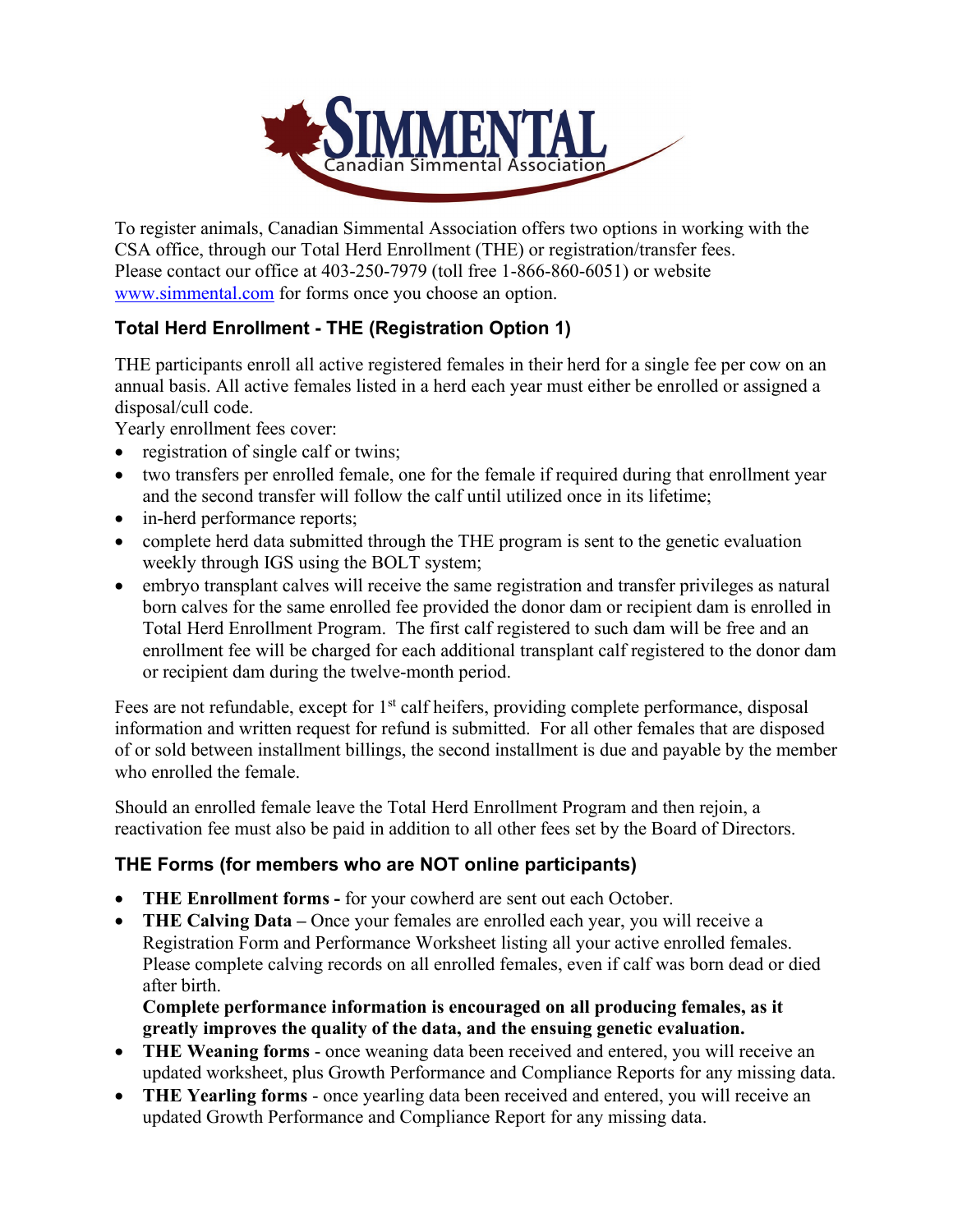To register animals, Canadian Simmental Association offers two options in working with the CSA office, through our Total Herd Enrollment (THE) or registration/transfer fees. Please contact our office at 403-250-7979 (toll free 1-866-860-6051) or website www.simmental.com for forms once you choose an option.

## Total Herd Enrollment - THE (Registration Option 1)

THE participants enroll all active registered females in their herd for a single fee per cow on an annual basis. All active females listed in a herd each year must either be enrolled or assigned a disposal/cull code.

Yearly enrollment fees cover:

- registration of single calf or twins;
- two transfers per enrolled female, one for the female if required during that enrollment year and the second transfer will follow the calf until utilized once in its lifetime;
- in-herd performance reports;
- complete herd data submitted through the THE program is sent to the genetic evaluation weekly through IGS using the BOLT system;
- embryo transplant calves will receive the same registration and transfer privileges as natural born calves for the same enrolled fee provided the donor dam or recipient dam is enrolled in Total Herd Enrollment Program. The first calf registered to such dam will be free and an enrollment fee will be charged for each additional transplant calf registered to the donor dam or recipient dam during the twelve-month period.

Fees are not refundable, except for 1st calf heifers, providing complete performance, disposal information and written request for refund is submitted. For all other females that are disposed of or sold between installment billings, the second installment is due and payable by the member who enrolled the female.

Should an enrolled female leave the Total Herd Enrollment Program and then rejoin, a reactivation fee must also be paid in addition to all other fees set by the Board of Directors.

## THE Forms (for members who are NOT online participants)

- **THE Enrollment forms -** for your cowherd are sent out each October.
- **THE Calving Data –** Once your females are enrolled each year, you will receive a Registration Form and Performance Worksheet listing all your active enrolled females. Please complete calving records on all enrolled females, even if calf was born dead or died after birth.

  **Complete performance information is encouraged on all producing females, as it greatly improves the quality of the data, and the ensuing genetic evaluation.**
- **THE Weaning forms** - once weaning data been received and entered, you will receive an updated worksheet, plus Growth Performance and Compliance Reports for any missing data.
- **THE Yearling forms** - once yearling data been received and entered, you will receive an updated Growth Performance and Compliance Report for any missing data.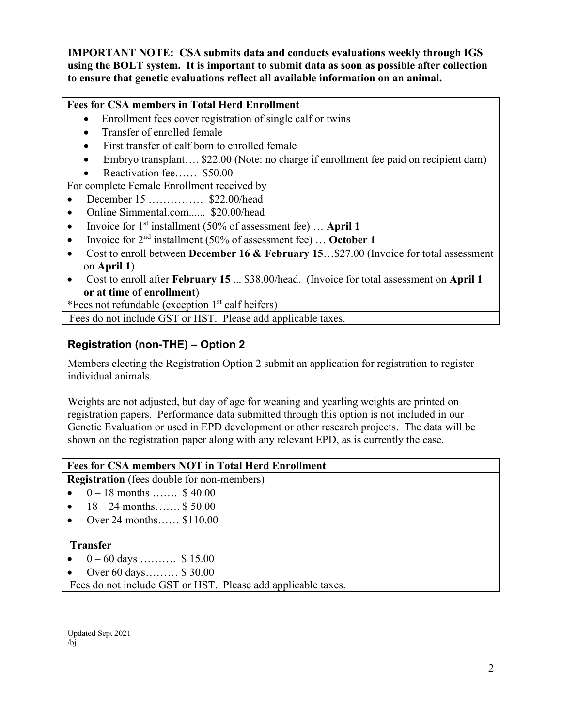**IMPORTANT NOTE: CSA submits data and conducts evaluations weekly through IGS using the BOLT system. It is important to submit data as soon as possible after collection to ensure that genetic evaluations reflect all available information on an animal.**

**Fees for CSA members in Total Herd Enrollment**

- Enrollment fees cover registration of single calf or twins
- Transfer of enrolled female
- First transfer of calf born to enrolled female
- Embryo transplant…. $22.00 (Note: no charge if enrollment fee paid on recipient dam)
- Reactivation fee…… $50.00

For complete Female Enrollment received by

- December 15 …………… $22.00/head
- Online Simmental.com...... $20.00/head
- Invoice for 1st installment (50% of assessment fee) … **April 1**
- Invoice for 2nd installment (50% of assessment fee) … **October 1**
- Cost to enroll between **December 16 & February 15**…$27.00 (Invoice for total assessment on **April 1**)
- Cost to enroll after **February 15** ... $38.00/head. (Invoice for total assessment on **April 1 or at time of enrollment**)

*Fees not refundable (exception 1st calf heifers)

Fees do not include GST or HST. Please add applicable taxes.

## Registration (non-THE) – Option 2

Members electing the Registration Option 2 submit an application for registration to register individual animals.

Weights are not adjusted, but day of age for weaning and yearling weights are printed on registration papers. Performance data submitted through this option is not included in our Genetic Evaluation or used in EPD development or other research projects. The data will be shown on the registration paper along with any relevant EPD, as is currently the case.

**Fees for CSA members NOT in Total Herd Enrollment**

**Registration** (fees double for non-members)

- 0 – 18 months ……. $ 40.00
- 18 – 24 months……. $ 50.00
- Over 24 months…… $110.00

**Transfer**

- 0 – 60 days ………. $ 15.00
- Over 60 days……… $ 30.00

Fees do not include GST or HST. Please add applicable taxes.

Updated Sept 2021
/bj